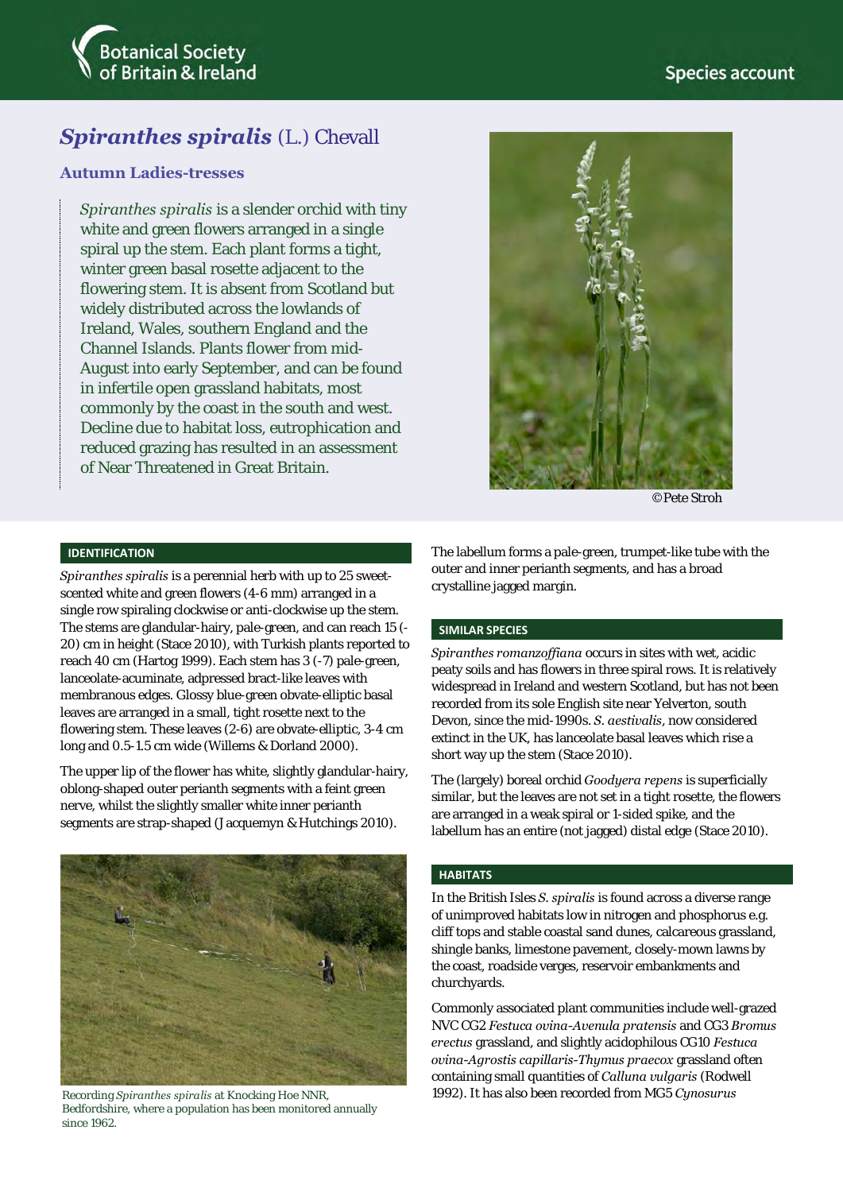Botanical Society of Britain & Ireland

Species account

# *Spiranthes spiralis* (L.) Chevall

## Autumn Ladies-tresses

*Spiranthes spiralis* is a slender orchid with tiny white and green flowers arranged in a single spiral up the stem. Each plant forms a tight, winter green basal rosette adjacent to the flowering stem. It is absent from Scotland but widely distributed across the lowlands of Ireland, Wales, southern England and the Channel Islands. Plants flower from mid-August into early September, and can be found in infertile open grassland habitats, most commonly by the coast in the south and west. Decline due to habitat loss, eutrophication and reduced grazing has resulted in an assessment of Near Threatened in Great Britain.

©Pete Stroh

### IDENTIFICATION

*Spiranthes spiralis* is a perennial herb with up to 25 sweet-scented white and green flowers (4-6 mm) arranged in a single row spiraling clockwise or anti-clockwise up the stem. The stems are glandular-hairy, pale-green, and can reach 15 (-20) cm in height (Stace 2010), with Turkish plants reported to reach 40 cm (Hartog 1999). Each stem has 3 (-7) pale-green, lanceolate-acuminate, adpressed bract-like leaves with membranous edges. Glossy blue-green obvate-elliptic basal leaves are arranged in a small, tight rosette next to the flowering stem. These leaves (2-6) are obvate-elliptic, 3-4 cm long and 0.5-1.5 cm wide (Willems & Dorland 2000).

The upper lip of the flower has white, slightly glandular-hairy, oblong-shaped outer perianth segments with a feint green nerve, whilst the slightly smaller white inner perianth segments are strap-shaped (Jacquemyn & Hutchings 2010).

Recording *Spiranthes spiralis* at Knocking Hoe NNR, Bedfordshire, where a population has been monitored annually since 1962.

The labellum forms a pale-green, trumpet-like tube with the outer and inner perianth segments, and has a broad crystalline jagged margin.

### SIMILAR SPECIES

*Spiranthes romanzoffiana* occurs in sites with wet, acidic peaty soils and has flowers in three spiral rows. It is relatively widespread in Ireland and western Scotland, but has not been recorded from its sole English site near Yelverton, south Devon, since the mid-1990s. *S. aestivalis*, now considered extinct in the UK, has lanceolate basal leaves which rise a short way up the stem (Stace 2010).

The (largely) boreal orchid *Goodyera repens* is superficially similar, but the leaves are not set in a tight rosette, the flowers are arranged in a weak spiral or 1-sided spike, and the labellum has an entire (not jagged) distal edge (Stace 2010).

### HABITATS

In the British Isles *S. spiralis* is found across a diverse range of unimproved habitats low in nitrogen and phosphorus e.g. cliff tops and stable coastal sand dunes, calcareous grassland, shingle banks, limestone pavement, closely-mown lawns by the coast, roadside verges, reservoir embankments and churchyards.

Commonly associated plant communities include well-grazed NVC CG2 *Festuca ovina-Avenula pratensis* and CG3 *Bromus erectus* grassland, and slightly acidophilous CG10 *Festuca ovina-Agrostis capillaris-Thymus praecox* grassland often containing small quantities of *Calluna vulgaris* (Rodwell 1992). It has also been recorded from MG5 *Cynosurus*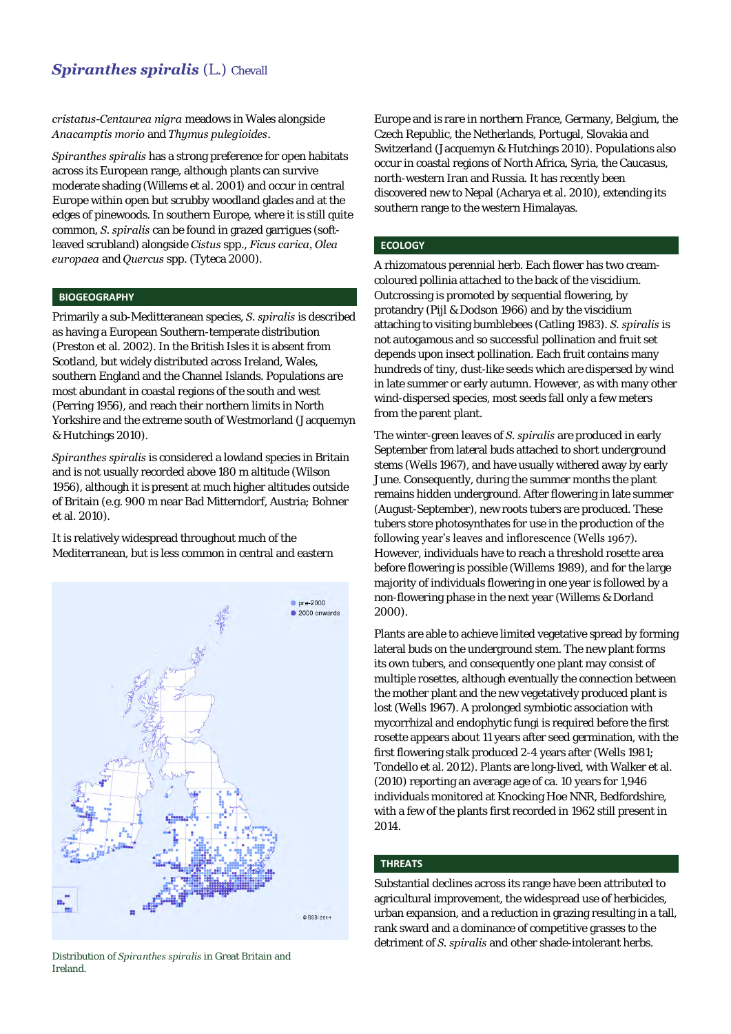*cristatus-Centaurea nigra* meadows in Wales alongside *Anacamptis morio* and *Thymus pulegioides*.

*Spiranthes spiralis* has a strong preference for open habitats across its European range, although plants can survive moderate shading (Willems et al. 2001) and occur in central Europe within open but scrubby woodland glades and at the edges of pinewoods. In southern Europe, where it is still quite common, *S. spiralis* can be found in grazed garrigues (soft-leaved scrubland) alongside *Cistus* spp., *Ficus carica*, *Olea europaea* and *Quercus* spp. (Tyteca 2000).

## BIOGEOGRAPHY

Primarily a sub-Mediterranean species, *S. spiralis* is described as having a European Southern-temperate distribution (Preston et al. 2002). In the British Isles it is absent from Scotland, but widely distributed across Ireland, Wales, southern England and the Channel Islands. Populations are most abundant in coastal regions of the south and west (Perring 1956), and reach their northern limits in North Yorkshire and the extreme south of Westmorland (Jacquemyn & Hutchings 2010).

*Spiranthes spiralis* is considered a lowland species in Britain and is not usually recorded above 180 m altitude (Wilson 1956), although it is present at much higher altitudes outside of Britain (e.g. 900 m near Bad Mitterndorf, Austria; Bohner et al. 2010).

It is relatively widespread throughout much of the Mediterranean, but is less common in central and eastern Europe and is rare in northern France, Germany, Belgium, the Czech Republic, the Netherlands, Portugal, Slovakia and Switzerland (Jacquemyn & Hutchings 2010). Populations also occur in coastal regions of North Africa, Syria, the Caucasus, north-western Iran and Russia. It has recently been discovered new to Nepal (Acharya et al. 2010), extending its southern range to the western Himalayas.

Distribution of *Spiranthes spiralis* in Great Britain and Ireland.

## ECOLOGY

A rhizomatous perennial herb. Each flower has two cream-coloured pollinia attached to the back of the viscidium. Outcrossing is promoted by sequential flowering, by protandry (Pijl & Dodson 1966) and by the viscidium attaching to visiting bumblebees (Catling 1983). *S. spiralis* is not autogamous and so successful pollination and fruit set depends upon insect pollination. Each fruit contains many hundreds of tiny, dust-like seeds which are dispersed by wind in late summer or early autumn. However, as with many other wind-dispersed species, most seeds fall only a few meters from the parent plant.

The winter-green leaves of *S. spiralis* are produced in early September from lateral buds attached to short underground stems (Wells 1967), and have usually withered away by early June. Consequently, during the summer months the plant remains hidden underground. After flowering in late summer (August-September), new roots tubers are produced. These tubers store photosynthates for use in the production of the following year's leaves and inflorescence (Wells 1967). However, individuals have to reach a threshold rosette area before flowering is possible (Willems 1989), and for the large majority of individuals flowering in one year is followed by a non-flowering phase in the next year (Willems & Dorland 2000).

Plants are able to achieve limited vegetative spread by forming lateral buds on the underground stem. The new plant forms its own tubers, and consequently one plant may consist of multiple rosettes, although eventually the connection between the mother plant and the new vegetatively produced plant is lost (Wells 1967). A prolonged symbiotic association with mycorrhizal and endophytic fungi is required before the first rosette appears about 11 years after seed germination, with the first flowering stalk produced 2-4 years after (Wells 1981; Tondello et al. 2012). Plants are long-lived, with Walker et al. (2010) reporting an average age of ca. 10 years for 1,946 individuals monitored at Knocking Hoe NNR, Bedfordshire, with a few of the plants first recorded in 1962 still present in 2014.

## THREATS

Substantial declines across its range have been attributed to agricultural improvement, the widespread use of herbicides, urban expansion, and a reduction in grazing resulting in a tall, rank sward and a dominance of competitive grasses to the detriment of *S. spiralis* and other shade-intolerant herbs.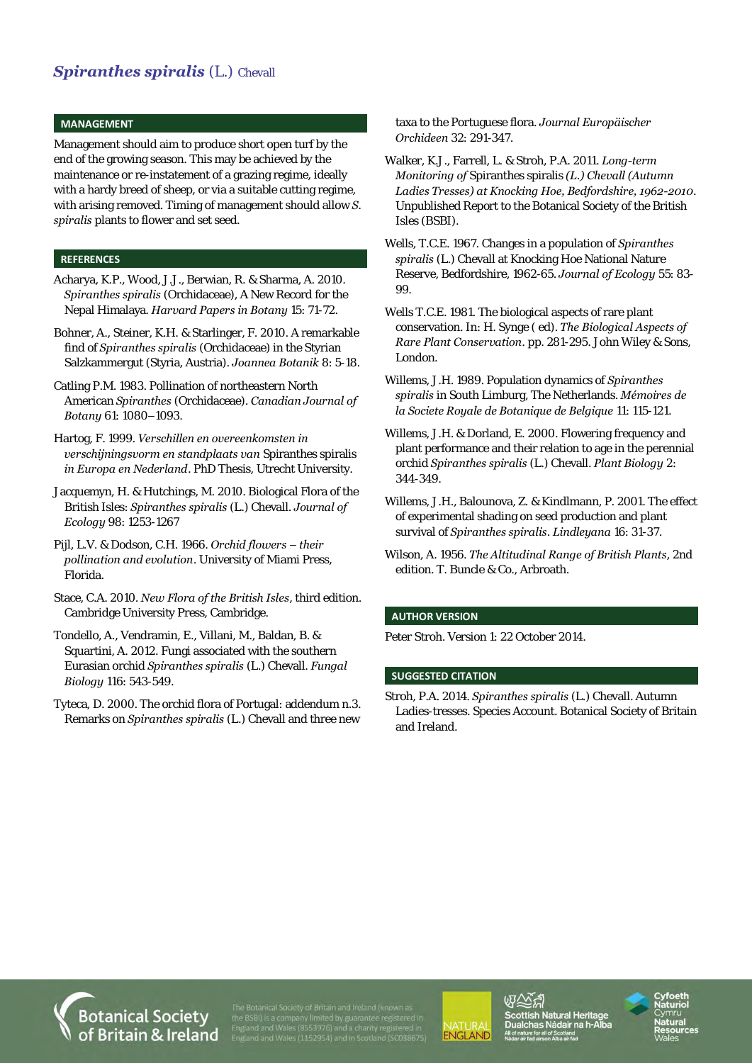# *Spiranthes spiralis* (L.) Chevall

## MANAGEMENT

Management should aim to produce short open turf by the end of the growing season. This may be achieved by the maintenance or re-instatement of a grazing regime, ideally with a hardy breed of sheep, or via a suitable cutting regime, with arising removed. Timing of management should allow *S. spiralis* plants to flower and set seed.

## REFERENCES

Acharya, K.P., Wood, J.J., Berwian, R. & Sharma, A. 2010. *Spiranthes spiralis* (Orchidaceae), A New Record for the Nepal Himalaya. *Harvard Papers in Botany* 15: 71-72.

Bohner, A., Steiner, K.H. & Starlinger, F. 2010. A remarkable find of *Spiranthes spiralis* (Orchidaceae) in the Styrian Salzkammergut (Styria, Austria). *Joannea Botanik* 8: 5-18.

Catling P.M. 1983. Pollination of northeastern North American *Spiranthes* (Orchidaceae). *Canadian Journal of Botany* 61: 1080–1093.

Hartog, F. 1999. *Verschillen en overeenkomsten in verschijningsvorm en standplaats van* Spiranthes spiralis *in Europa en Nederland*. PhD Thesis, Utrecht University.

Jacquemyn, H. & Hutchings, M. 2010. Biological Flora of the British Isles: *Spiranthes spiralis* (L.) Chevall. *Journal of Ecology* 98: 1253-1267

Pijl, L.V. & Dodson, C.H. 1966. *Orchid flowers – their pollination and evolution*. University of Miami Press, Florida.

Stace, C.A. 2010. *New Flora of the British Isles*, third edition. Cambridge University Press, Cambridge.

Tondello, A., Vendramin, E., Villani, M., Baldan, B. & Squartini, A. 2012. Fungi associated with the southern Eurasian orchid *Spiranthes spiralis* (L.) Chevall. *Fungal Biology* 116: 543-549.

Tyteca, D. 2000. The orchid flora of Portugal: addendum n.3. Remarks on *Spiranthes spiralis* (L.) Chevall and three new taxa to the Portuguese flora. *Journal Europäischer Orchideen* 32: 291-347.

Walker, K.J., Farrell, L. & Stroh, P.A. 2011. *Long-term Monitoring of* Spiranthes spiralis *(L.) Chevall (Autumn Ladies Tresses) at Knocking Hoe, Bedfordshire, 1962-2010*. Unpublished Report to the Botanical Society of the British Isles (BSBI).

Wells, T.C.E. 1967. Changes in a population of *Spiranthes spiralis* (L.) Chevall at Knocking Hoe National Nature Reserve, Bedfordshire, 1962-65. *Journal of Ecology* 55: 83-99.

Wells T.C.E. 1981. The biological aspects of rare plant conservation. In: H. Synge ( ed). *The Biological Aspects of Rare Plant Conservation*. pp. 281-295. John Wiley & Sons, London.

Willems, J.H. 1989. Population dynamics of *Spiranthes spiralis* in South Limburg, The Netherlands. *Mémoires de la Societe Royale de Botanique de Belgique* 11: 115-121.

Willems, J.H. & Dorland, E. 2000. Flowering frequency and plant performance and their relation to age in the perennial orchid *Spiranthes spiralis* (L.) Chevall. *Plant Biology* 2: 344-349.

Willems, J.H., Balounova, Z. & Kindlmann, P. 2001. The effect of experimental shading on seed production and plant survival of *Spiranthes spiralis*. *Lindleyana* 16: 31-37.

Wilson, A. 1956. *The Altitudinal Range of British Plants*, 2nd edition. T. Bunde & Co., Arbroath.

## AUTHOR VERSION

Peter Stroh. Version 1: 22 October 2014.

## SUGGESTED CITATION

Stroh, P.A. 2014. *Spiranthes spiralis* (L.) Chevall. Autumn Ladies-tresses. Species Account. Botanical Society of Britain and Ireland.